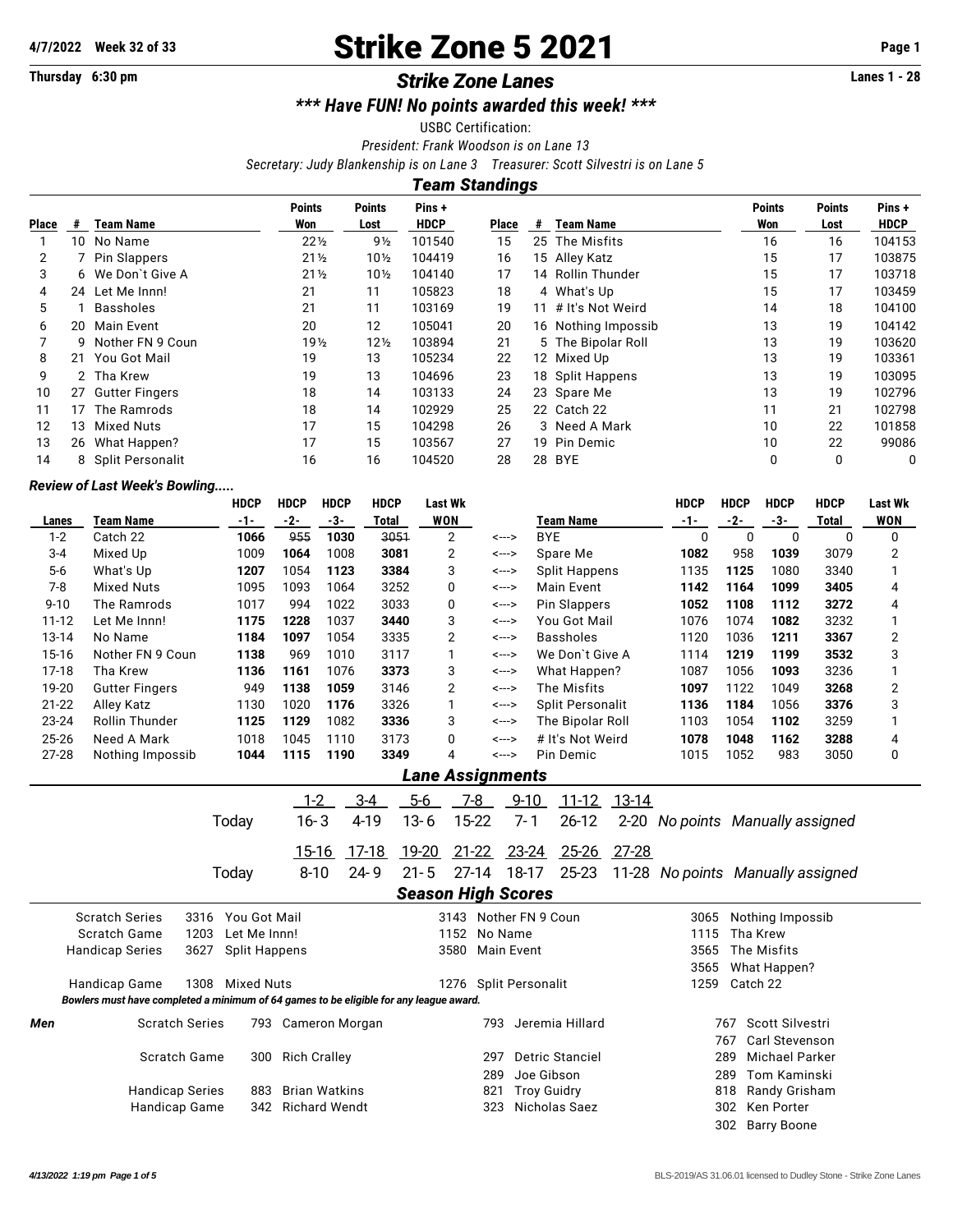# Strike Zone 5 2021

**4/7/2022 Week 32 of 33**

**Thursday 6:30 pm**

## *Strike Zone Lanes*

**Lanes 1 - 28**

### *\*\*\* Have FUN! No points awarded this week! \*\*\**

USBC Certification:

*President: Frank Woodson is on Lane 13*

*Secretary: Judy Blankenship is on Lane 3 Treasurer: Scott Silvestri is on Lane 5*

## *Team Standings*

| Place | # | Team Name | Points Won | Points Lost | Pins + HDCP | Place | # | Team Name | Points Won | Points Lost | Pins + HDCP |
|---|---|---|---|---|---|---|---|---|---|---|---|
| 1 | 10 | No Name | 22½ | 9½ | 101540 | 15 | 25 | The Misfits | 16 | 16 | 104153 |
| 2 | 7 | Pin Slappers | 21½ | 10½ | 104419 | 16 | 15 | Alley Katz | 15 | 17 | 103875 |
| 3 | 6 | We Don`t Give A | 21½ | 10½ | 104140 | 17 | 14 | Rollin Thunder | 15 | 17 | 103718 |
| 4 | 24 | Let Me Innn! | 21 | 11 | 105823 | 18 | 4 | What's Up | 15 | 17 | 103459 |
| 5 | 1 | Bassholes | 21 | 11 | 103169 | 19 | 11 | # It's Not Weird | 14 | 18 | 104100 |
| 6 | 20 | Main Event | 20 | 12 | 105041 | 20 | 16 | Nothing Impossib | 13 | 19 | 104142 |
| 7 | 9 | Nother FN 9 Coun | 19½ | 12½ | 103894 | 21 | 5 | The Bipolar Roll | 13 | 19 | 103620 |
| 8 | 21 | You Got Mail | 19 | 13 | 105234 | 22 | 12 | Mixed Up | 13 | 19 | 103361 |
| 9 | 2 | Tha Krew | 19 | 13 | 104696 | 23 | 18 | Split Happens | 13 | 19 | 103095 |
| 10 | 27 | Gutter Fingers | 18 | 14 | 103133 | 24 | 23 | Spare Me | 13 | 19 | 102796 |
| 11 | 17 | The Ramrods | 18 | 14 | 102929 | 25 | 22 | Catch 22 | 11 | 21 | 102798 |
| 12 | 13 | Mixed Nuts | 17 | 15 | 104298 | 26 | 3 | Need A Mark | 10 | 22 | 101858 |
| 13 | 26 | What Happen? | 17 | 15 | 103567 | 27 | 19 | Pin Demic | 10 | 22 | 99086 |
| 14 | 8 | Split Personalit | 16 | 16 | 104520 | 28 | 28 | BYE | 0 | 0 | 0 |

### *Review of Last Week's Bowling.....*

| Lanes | Team Name | HDCP -1- | HDCP -2- | HDCP -3- | HDCP Total | Last Wk WON | | Team Name | HDCP -1- | HDCP -2- | HDCP -3- | HDCP Total | Last Wk WON |
|---|---|---|---|---|---|---|---|---|---|---|---|---|---|
| 1-2 | Catch 22 | **1066** | ~~955~~ | **1030** | ~~3051~~ | 2 | <---> | BYE | 0 | 0 | 0 | 0 | 0 |
| 3-4 | Mixed Up | 1009 | **1064** | 1008 | **3081** | 2 | <---> | Spare Me | **1082** | 958 | **1039** | 3079 | 2 |
| 5-6 | What's Up | **1207** | 1054 | **1123** | **3384** | 3 | <---> | Split Happens | 1135 | **1125** | 1080 | 3340 | 1 |
| 7-8 | Mixed Nuts | 1095 | 1093 | 1064 | 3252 | 0 | <---> | Main Event | **1142** | **1164** | **1099** | **3405** | 4 |
| 9-10 | The Ramrods | 1017 | 994 | 1022 | 3033 | 0 | <---> | Pin Slappers | **1052** | **1108** | **1112** | **3272** | 4 |
| 11-12 | Let Me Innn! | **1175** | **1228** | 1037 | **3440** | 3 | <---> | You Got Mail | 1076 | 1074 | **1082** | 3232 | 1 |
| 13-14 | No Name | **1184** | **1097** | 1054 | 3335 | 2 | <---> | Bassholes | 1120 | 1036 | **1211** | **3367** | 2 |
| 15-16 | Nother FN 9 Coun | **1138** | 969 | 1010 | 3117 | 1 | <---> | We Don`t Give A | 1114 | **1219** | **1199** | **3532** | 3 |
| 17-18 | Tha Krew | **1136** | **1161** | 1076 | **3373** | 3 | <---> | What Happen? | 1087 | 1056 | **1093** | 3236 | 1 |
| 19-20 | Gutter Fingers | 949 | **1138** | **1059** | 3146 | 2 | <---> | The Misfits | **1097** | 1122 | 1049 | **3268** | 2 |
| 21-22 | Alley Katz | 1130 | 1020 | **1176** | 3326 | 1 | <---> | Split Personalit | **1136** | **1184** | 1056 | **3376** | 3 |
| 23-24 | Rollin Thunder | **1125** | **1129** | 1082 | **3336** | 3 | <---> | The Bipolar Roll | 1103 | 1054 | **1102** | 3259 | 1 |
| 25-26 | Need A Mark | 1018 | 1045 | 1110 | 3173 | 0 | <---> | # It's Not Weird | **1078** | **1048** | **1162** | **3288** | 4 |
| 27-28 | Nothing Impossib | **1044** | **1115** | **1190** | **3349** | 4 | <---> | Pin Demic | 1015 | 1052 | 983 | 3050 | 0 |

## *Lane Assignments*

| | 1-2 | 3-4 | 5-6 | 7-8 | 9-10 | 11-12 | 13-14 | |
|---|---|---|---|---|---|---|---|---|
| Today | 16-3 | 4-19 | 13-6 | 15-22 | 7-1 | 26-12 | 2-20 | *No points Manually assigned* |

| | 15-16 | 17-18 | 19-20 | 21-22 | 23-24 | 25-26 | 27-28 | |
|---|---|---|---|---|---|---|---|---|
| Today | 8-10 | 24-9 | 21-5 | 27-14 | 18-17 | 25-23 | 11-28 | *No points Manually assigned* |

## *Season High Scores*

| | | | | | | |
|---|---|---|---|---|---|---|
| Scratch Series | 3316 | You Got Mail | 3143 | Nother FN 9 Coun | 3065 | Nothing Impossib |
| Scratch Game | 1203 | Let Me Innn! | 1152 | No Name | 1115 | Tha Krew |
| Handicap Series | 3627 | Split Happens | 3580 | Main Event | 3565 | The Misfits |
| | | | | | 3565 | What Happen? |
| Handicap Game | 1308 | Mixed Nuts | 1276 | Split Personalit | 1259 | Catch 22 |

***Bowlers must have completed a minimum of 64 games to be eligible for any league award.***

| | | | | | | | |
|---|---|---|---|---|---|---|---|
| ***Men*** | Scratch Series | 793 | Cameron Morgan | 793 | Jeremia Hillard | 767 | Scott Silvestri |
| | | | | | | 767 | Carl Stevenson |
| | Scratch Game | 300 | Rich Cralley | 297 | Detric Stanciel | 289 | Michael Parker |
| | | | | 289 | Joe Gibson | 289 | Tom Kaminski |
| | Handicap Series | 883 | Brian Watkins | 821 | Troy Guidry | 818 | Randy Grisham |
| | Handicap Game | 342 | Richard Wendt | 323 | Nicholas Saez | 302 | Ken Porter |
| | | | | | | 302 | Barry Boone |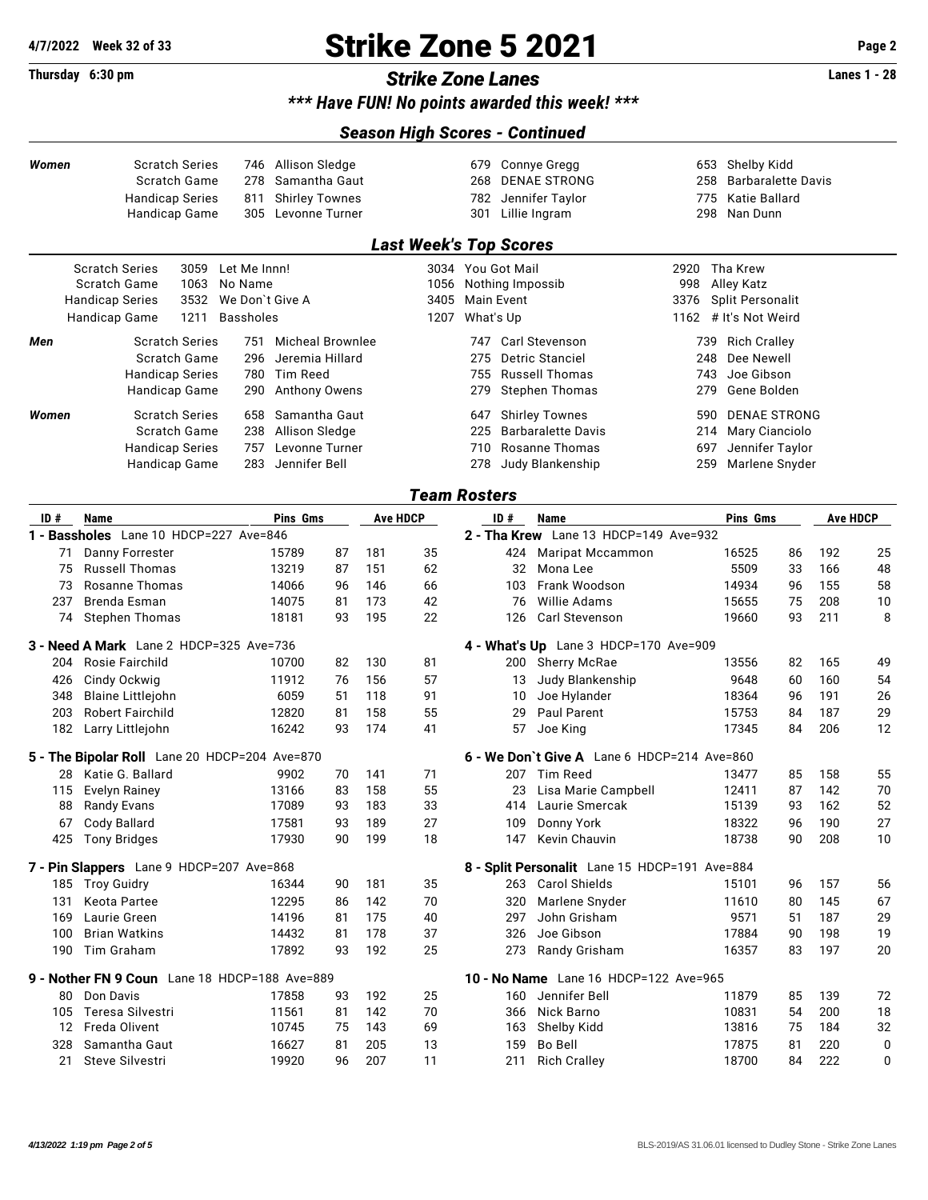# Strike Zone 5 2021

**Thursday 6:30 pm** — *Strike Zone Lanes* — **Lanes 1 - 28**

**4/7/2022 Week 32 of 33**

### *** Have FUN! No points awarded this week! ***

## Season High Scores - Continued

| | | | | | | | |
|---|---|---|---|---|---|---|---|
| **Women** | Scratch Series | 746 | Allison Sledge | 679 | Connye Gregg | 653 | Shelby Kidd |
| | Scratch Game | 278 | Samantha Gaut | 268 | DENAE STRONG | 258 | Barbaralette Davis |
| | Handicap Series | 811 | Shirley Townes | 782 | Jennifer Taylor | 775 | Katie Ballard |
| | Handicap Game | 305 | Levonne Turner | 301 | Lillie Ingram | 298 | Nan Dunn |

## Last Week's Top Scores

| | | | | | | |
|---|---|---|---|---|---|---|
| Scratch Series | 3059 | Let Me Innn! | 3034 | You Got Mail | 2920 | Tha Krew |
| Scratch Game | 1063 | No Name | 1056 | Nothing Impossib | 998 | Alley Katz |
| Handicap Series | 3532 | We Don`t Give A | 3405 | Main Event | 3376 | Split Personalit |
| Handicap Game | 1211 | Bassholes | 1207 | What's Up | 1162 | # It's Not Weird |

| | | | | | | | |
|---|---|---|---|---|---|---|---|
| **Men** | Scratch Series | 751 | Micheal Brownlee | 747 | Carl Stevenson | 739 | Rich Cralley |
| | Scratch Game | 296 | Jeremia Hillard | 275 | Detric Stanciel | 248 | Dee Newell |
| | Handicap Series | 780 | Tim Reed | 755 | Russell Thomas | 743 | Joe Gibson |
| | Handicap Game | 290 | Anthony Owens | 279 | Stephen Thomas | 279 | Gene Bolden |
| **Women** | Scratch Series | 658 | Samantha Gaut | 647 | Shirley Townes | 590 | DENAE STRONG |
| | Scratch Game | 238 | Allison Sledge | 225 | Barbaralette Davis | 214 | Mary Cianciolo |
| | Handicap Series | 757 | Levonne Turner | 710 | Rosanne Thomas | 697 | Jennifer Taylor |
| | Handicap Game | 283 | Jennifer Bell | 278 | Judy Blankenship | 259 | Marlene Snyder |

## Team Rosters

| ID # | Name | Pins | Gms | Ave | HDCP | ID # | Name | Pins | Gms | Ave | HDCP |
|---|---|---|---|---|---|---|---|---|---|---|---|
| **1 - Bassholes** Lane 10 HDCP=227 Ave=846 | | | | | | **2 - Tha Krew** Lane 13 HDCP=149 Ave=932 | | | | | |
| 71 | Danny Forrester | 15789 | 87 | 181 | 35 | 424 | Maripat Mccammon | 16525 | 86 | 192 | 25 |
| 75 | Russell Thomas | 13219 | 87 | 151 | 62 | 32 | Mona Lee | 5509 | 33 | 166 | 48 |
| 73 | Rosanne Thomas | 14066 | 96 | 146 | 66 | 103 | Frank Woodson | 14934 | 96 | 155 | 58 |
| 237 | Brenda Esman | 14075 | 81 | 173 | 42 | 76 | Willie Adams | 15655 | 75 | 208 | 10 |
| 74 | Stephen Thomas | 18181 | 93 | 195 | 22 | 126 | Carl Stevenson | 19660 | 93 | 211 | 8 |
| **3 - Need A Mark** Lane 2 HDCP=325 Ave=736 | | | | | | **4 - What's Up** Lane 3 HDCP=170 Ave=909 | | | | | |
| 204 | Rosie Fairchild | 10700 | 82 | 130 | 81 | 200 | Sherry McRae | 13556 | 82 | 165 | 49 |
| 426 | Cindy Ockwig | 11912 | 76 | 156 | 57 | 13 | Judy Blankenship | 9648 | 60 | 160 | 54 |
| 348 | Blaine Littlejohn | 6059 | 51 | 118 | 91 | 10 | Joe Hylander | 18364 | 96 | 191 | 26 |
| 203 | Robert Fairchild | 12820 | 81 | 158 | 55 | 29 | Paul Parent | 15753 | 84 | 187 | 29 |
| 182 | Larry Littlejohn | 16242 | 93 | 174 | 41 | 57 | Joe King | 17345 | 84 | 206 | 12 |
| **5 - The Bipolar Roll** Lane 20 HDCP=204 Ave=870 | | | | | | **6 - We Don`t Give A** Lane 6 HDCP=214 Ave=860 | | | | | |
| 28 | Katie G. Ballard | 9902 | 70 | 141 | 71 | 207 | Tim Reed | 13477 | 85 | 158 | 55 |
| 115 | Evelyn Rainey | 13166 | 83 | 158 | 55 | 23 | Lisa Marie Campbell | 12411 | 87 | 142 | 70 |
| 88 | Randy Evans | 17089 | 93 | 183 | 33 | 414 | Laurie Smercak | 15139 | 93 | 162 | 52 |
| 67 | Cody Ballard | 17581 | 93 | 189 | 27 | 109 | Donny York | 18322 | 96 | 190 | 27 |
| 425 | Tony Bridges | 17930 | 90 | 199 | 18 | 147 | Kevin Chauvin | 18738 | 90 | 208 | 10 |
| **7 - Pin Slappers** Lane 9 HDCP=207 Ave=868 | | | | | | **8 - Split Personalit** Lane 15 HDCP=191 Ave=884 | | | | | |
| 185 | Troy Guidry | 16344 | 90 | 181 | 35 | 263 | Carol Shields | 15101 | 96 | 157 | 56 |
| 131 | Keota Partee | 12295 | 86 | 142 | 70 | 320 | Marlene Snyder | 11610 | 80 | 145 | 67 |
| 169 | Laurie Green | 14196 | 81 | 175 | 40 | 297 | John Grisham | 9571 | 51 | 187 | 29 |
| 100 | Brian Watkins | 14432 | 81 | 178 | 37 | 326 | Joe Gibson | 17884 | 90 | 198 | 19 |
| 190 | Tim Graham | 17892 | 93 | 192 | 25 | 273 | Randy Grisham | 16357 | 83 | 197 | 20 |
| **9 - Nother FN 9 Coun** Lane 18 HDCP=188 Ave=889 | | | | | | **10 - No Name** Lane 16 HDCP=122 Ave=965 | | | | | |
| 80 | Don Davis | 17858 | 93 | 192 | 25 | 160 | Jennifer Bell | 11879 | 85 | 139 | 72 |
| 105 | Teresa Silvestri | 11561 | 81 | 142 | 70 | 366 | Nick Barno | 10831 | 54 | 200 | 18 |
| 12 | Freda Olivent | 10745 | 75 | 143 | 69 | 163 | Shelby Kidd | 13816 | 75 | 184 | 32 |
| 328 | Samantha Gaut | 16627 | 81 | 205 | 13 | 159 | Bo Bell | 17875 | 81 | 220 | 0 |
| 21 | Steve Silvestri | 19920 | 96 | 207 | 11 | 211 | Rich Cralley | 18700 | 84 | 222 | 0 |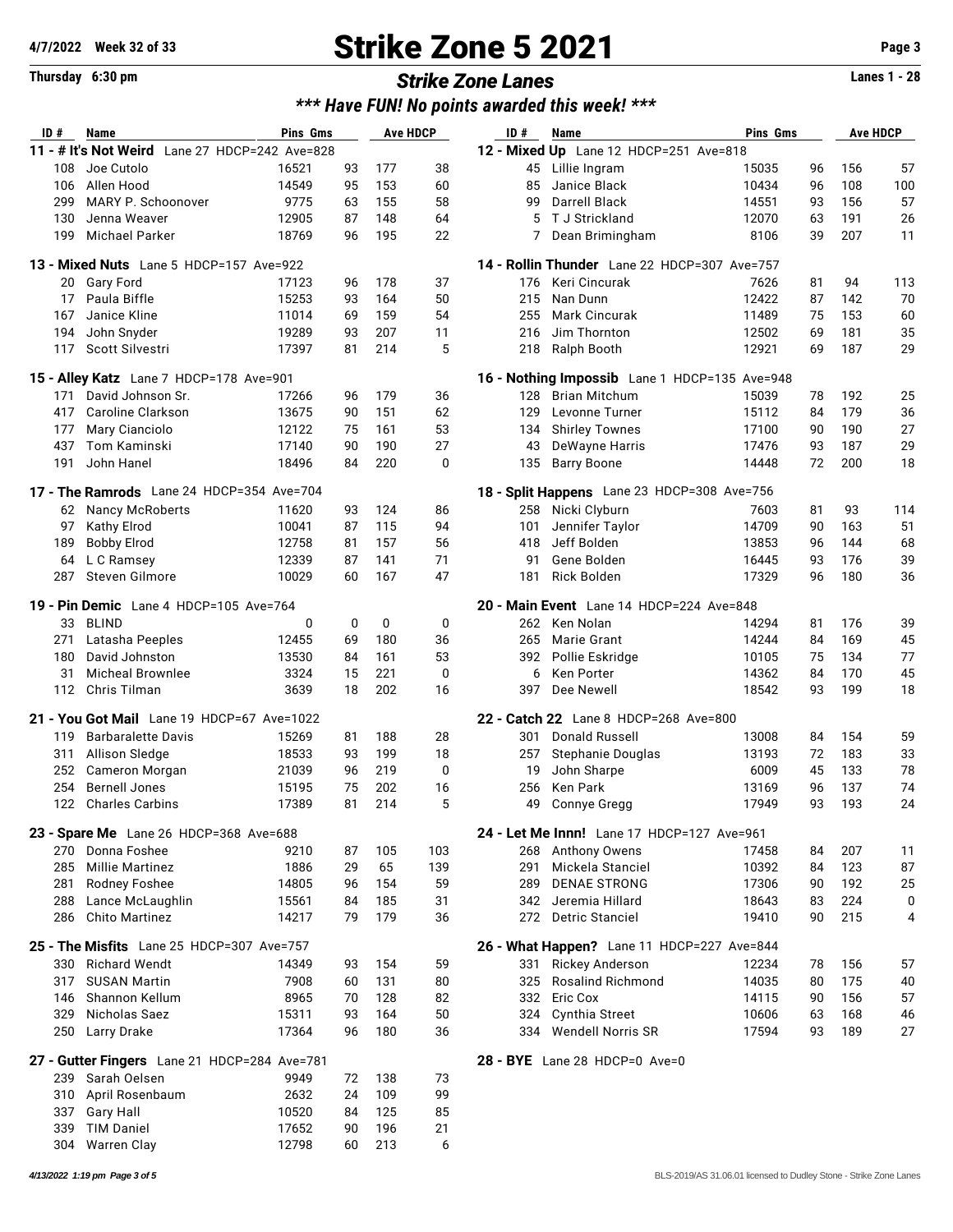# Strike Zone 5 2021

**4/7/2022 Week 32 of 33**

**Thursday 6:30 pm**

## *Strike Zone Lanes*

**Lanes 1 - 28**

## *\*\*\* Have FUN! No points awarded this week! \*\*\**

**11 - # It's Not Weird** Lane 27 HDCP=242 Ave=828

| ID # | Name | Pins | Gms | Ave | HDCP |
|---|---|---|---|---|---|
| 108 | Joe Cutolo | 16521 | 93 | 177 | 38 |
| 106 | Allen Hood | 14549 | 95 | 153 | 60 |
| 299 | MARY P. Schoonover | 9775 | 63 | 155 | 58 |
| 130 | Jenna Weaver | 12905 | 87 | 148 | 64 |
| 199 | Michael Parker | 18769 | 96 | 195 | 22 |

**12 - Mixed Up** Lane 12 HDCP=251 Ave=818

| ID # | Name | Pins | Gms | Ave | HDCP |
|---|---|---|---|---|---|
| 45 | Lillie Ingram | 15035 | 96 | 156 | 57 |
| 85 | Janice Black | 10434 | 96 | 108 | 100 |
| 99 | Darrell Black | 14551 | 93 | 156 | 57 |
| 5 | T J Strickland | 12070 | 63 | 191 | 26 |
| 7 | Dean Brimingham | 8106 | 39 | 207 | 11 |

**13 - Mixed Nuts** Lane 5 HDCP=157 Ave=922

| ID # | Name | Pins | Gms | Ave | HDCP |
|---|---|---|---|---|---|
| 20 | Gary Ford | 17123 | 96 | 178 | 37 |
| 17 | Paula Biffle | 15253 | 93 | 164 | 50 |
| 167 | Janice Kline | 11014 | 69 | 159 | 54 |
| 194 | John Snyder | 19289 | 93 | 207 | 11 |
| 117 | Scott Silvestri | 17397 | 81 | 214 | 5 |

**14 - Rollin Thunder** Lane 22 HDCP=307 Ave=757

| ID # | Name | Pins | Gms | Ave | HDCP |
|---|---|---|---|---|---|
| 176 | Keri Cincurak | 7626 | 81 | 94 | 113 |
| 215 | Nan Dunn | 12422 | 87 | 142 | 70 |
| 255 | Mark Cincurak | 11489 | 75 | 153 | 60 |
| 216 | Jim Thornton | 12502 | 69 | 181 | 35 |
| 218 | Ralph Booth | 12921 | 69 | 187 | 29 |

**15 - Alley Katz** Lane 7 HDCP=178 Ave=901

| ID # | Name | Pins | Gms | Ave | HDCP |
|---|---|---|---|---|---|
| 171 | David Johnson Sr. | 17266 | 96 | 179 | 36 |
| 417 | Caroline Clarkson | 13675 | 90 | 151 | 62 |
| 177 | Mary Cianciolo | 12122 | 75 | 161 | 53 |
| 437 | Tom Kaminski | 17140 | 90 | 190 | 27 |
| 191 | John Hanel | 18496 | 84 | 220 | 0 |

**16 - Nothing Impossib** Lane 1 HDCP=135 Ave=948

| ID # | Name | Pins | Gms | Ave | HDCP |
|---|---|---|---|---|---|
| 128 | Brian Mitchum | 15039 | 78 | 192 | 25 |
| 129 | Levonne Turner | 15112 | 84 | 179 | 36 |
| 134 | Shirley Townes | 17100 | 90 | 190 | 27 |
| 43 | DeWayne Harris | 17476 | 93 | 187 | 29 |
| 135 | Barry Boone | 14448 | 72 | 200 | 18 |

**17 - The Ramrods** Lane 24 HDCP=354 Ave=704

| ID # | Name | Pins | Gms | Ave | HDCP |
|---|---|---|---|---|---|
| 62 | Nancy McRoberts | 11620 | 93 | 124 | 86 |
| 97 | Kathy Elrod | 10041 | 87 | 115 | 94 |
| 189 | Bobby Elrod | 12758 | 81 | 157 | 56 |
| 64 | L C Ramsey | 12339 | 87 | 141 | 71 |
| 287 | Steven Gilmore | 10029 | 60 | 167 | 47 |

**18 - Split Happens** Lane 23 HDCP=308 Ave=756

| ID # | Name | Pins | Gms | Ave | HDCP |
|---|---|---|---|---|---|
| 258 | Nicki Clyburn | 7603 | 81 | 93 | 114 |
| 101 | Jennifer Taylor | 14709 | 90 | 163 | 51 |
| 418 | Jeff Bolden | 13853 | 96 | 144 | 68 |
| 91 | Gene Bolden | 16445 | 93 | 176 | 39 |
| 181 | Rick Bolden | 17329 | 96 | 180 | 36 |

**19 - Pin Demic** Lane 4 HDCP=105 Ave=764

| ID # | Name | Pins | Gms | Ave | HDCP |
|---|---|---|---|---|---|
| 33 | BLIND | 0 | 0 | 0 | 0 |
| 271 | Latasha Peeples | 12455 | 69 | 180 | 36 |
| 180 | David Johnston | 13530 | 84 | 161 | 53 |
| 31 | Micheal Brownlee | 3324 | 15 | 221 | 0 |
| 112 | Chris Tilman | 3639 | 18 | 202 | 16 |

**20 - Main Event** Lane 14 HDCP=224 Ave=848

| ID # | Name | Pins | Gms | Ave | HDCP |
|---|---|---|---|---|---|
| 262 | Ken Nolan | 14294 | 81 | 176 | 39 |
| 265 | Marie Grant | 14244 | 84 | 169 | 45 |
| 392 | Pollie Eskridge | 10105 | 75 | 134 | 77 |
| 6 | Ken Porter | 14362 | 84 | 170 | 45 |
| 397 | Dee Newell | 18542 | 93 | 199 | 18 |

**21 - You Got Mail** Lane 19 HDCP=67 Ave=1022

| ID # | Name | Pins | Gms | Ave | HDCP |
|---|---|---|---|---|---|
| 119 | Barbaralette Davis | 15269 | 81 | 188 | 28 |
| 311 | Allison Sledge | 18533 | 93 | 199 | 18 |
| 252 | Cameron Morgan | 21039 | 96 | 219 | 0 |
| 254 | Bernell Jones | 15195 | 75 | 202 | 16 |
| 122 | Charles Carbins | 17389 | 81 | 214 | 5 |

**22 - Catch 22** Lane 8 HDCP=268 Ave=800

| ID # | Name | Pins | Gms | Ave | HDCP |
|---|---|---|---|---|---|
| 301 | Donald Russell | 13008 | 84 | 154 | 59 |
| 257 | Stephanie Douglas | 13193 | 72 | 183 | 33 |
| 19 | John Sharpe | 6009 | 45 | 133 | 78 |
| 256 | Ken Park | 13169 | 96 | 137 | 74 |
| 49 | Connye Gregg | 17949 | 93 | 193 | 24 |

**23 - Spare Me** Lane 26 HDCP=368 Ave=688

| ID # | Name | Pins | Gms | Ave | HDCP |
|---|---|---|---|---|---|
| 270 | Donna Foshee | 9210 | 87 | 105 | 103 |
| 285 | Millie Martinez | 1886 | 29 | 65 | 139 |
| 281 | Rodney Foshee | 14805 | 96 | 154 | 59 |
| 288 | Lance McLaughlin | 15561 | 84 | 185 | 31 |
| 286 | Chito Martinez | 14217 | 79 | 179 | 36 |

**24 - Let Me Innn!** Lane 17 HDCP=127 Ave=961

| ID # | Name | Pins | Gms | Ave | HDCP |
|---|---|---|---|---|---|
| 268 | Anthony Owens | 17458 | 84 | 207 | 11 |
| 291 | Mickela Stanciel | 10392 | 84 | 123 | 87 |
| 289 | DENAE STRONG | 17306 | 90 | 192 | 25 |
| 342 | Jeremia Hillard | 18643 | 83 | 224 | 0 |
| 272 | Detric Stanciel | 19410 | 90 | 215 | 4 |

**25 - The Misfits** Lane 25 HDCP=307 Ave=757

| ID # | Name | Pins | Gms | Ave | HDCP |
|---|---|---|---|---|---|
| 330 | Richard Wendt | 14349 | 93 | 154 | 59 |
| 317 | SUSAN Martin | 7908 | 60 | 131 | 80 |
| 146 | Shannon Kellum | 8965 | 70 | 128 | 82 |
| 329 | Nicholas Saez | 15311 | 93 | 164 | 50 |
| 250 | Larry Drake | 17364 | 96 | 180 | 36 |

**26 - What Happen?** Lane 11 HDCP=227 Ave=844

| ID # | Name | Pins | Gms | Ave | HDCP |
|---|---|---|---|---|---|
| 331 | Rickey Anderson | 12234 | 78 | 156 | 57 |
| 325 | Rosalind Richmond | 14035 | 80 | 175 | 40 |
| 332 | Eric Cox | 14115 | 90 | 156 | 57 |
| 324 | Cynthia Street | 10606 | 63 | 168 | 46 |
| 334 | Wendell Norris SR | 17594 | 93 | 189 | 27 |

**27 - Gutter Fingers** Lane 21 HDCP=284 Ave=781

| ID # | Name | Pins | Gms | Ave | HDCP |
|---|---|---|---|---|---|
| 239 | Sarah Oelsen | 9949 | 72 | 138 | 73 |
| 310 | April Rosenbaum | 2632 | 24 | 109 | 99 |
| 337 | Gary Hall | 10520 | 84 | 125 | 85 |
| 339 | TIM Daniel | 17652 | 90 | 196 | 21 |
| 304 | Warren Clay | 12798 | 60 | 213 | 6 |

**28 - BYE** Lane 28 HDCP=0 Ave=0

*4/13/2022 1:19 pm*

BLS-2019/AS 31.06.01 licensed to Dudley Stone - Strike Zone Lanes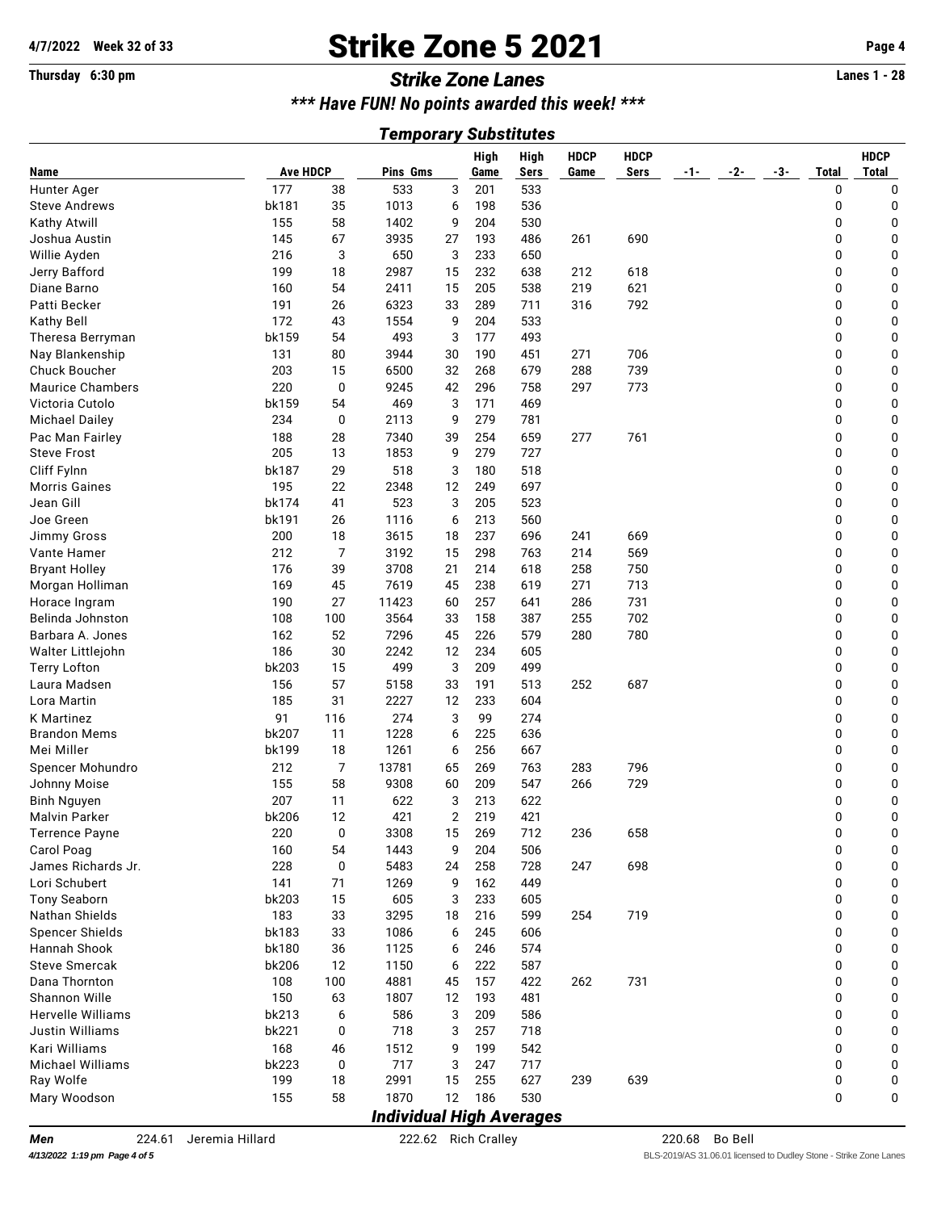# Strike Zone 5 2021

4/7/2022 Week 32 of 33

Thursday 6:30 pm

## *Strike Zone Lanes*

Lanes 1 - 28

### *\*\*\* Have FUN! No points awarded this week! \*\*\**

### *Temporary Substitutes*

| Name | Ave | HDCP | Pins | Gms | High Game | High Sers | HDCP Game | HDCP Sers | -1- | -2- | -3- | Total | HDCP Total |
|---|---|---|---|---|---|---|---|---|---|---|---|---|---|
| Hunter Ager | 177 | 38 | 533 | 3 | 201 | 533 | | | | | | 0 | 0 |
| Steve Andrews | bk181 | 35 | 1013 | 6 | 198 | 536 | | | | | | 0 | 0 |
| Kathy Atwill | 155 | 58 | 1402 | 9 | 204 | 530 | | | | | | 0 | 0 |
| Joshua Austin | 145 | 67 | 3935 | 27 | 193 | 486 | 261 | 690 | | | | 0 | 0 |
| Willie Ayden | 216 | 3 | 650 | 3 | 233 | 650 | | | | | | 0 | 0 |
| Jerry Bafford | 199 | 18 | 2987 | 15 | 232 | 638 | 212 | 618 | | | | 0 | 0 |
| Diane Barno | 160 | 54 | 2411 | 15 | 205 | 538 | 219 | 621 | | | | 0 | 0 |
| Patti Becker | 191 | 26 | 6323 | 33 | 289 | 711 | 316 | 792 | | | | 0 | 0 |
| Kathy Bell | 172 | 43 | 1554 | 9 | 204 | 533 | | | | | | 0 | 0 |
| Theresa Berryman | bk159 | 54 | 493 | 3 | 177 | 493 | | | | | | 0 | 0 |
| Nay Blankenship | 131 | 80 | 3944 | 30 | 190 | 451 | 271 | 706 | | | | 0 | 0 |
| Chuck Boucher | 203 | 15 | 6500 | 32 | 268 | 679 | 288 | 739 | | | | 0 | 0 |
| Maurice Chambers | 220 | 0 | 9245 | 42 | 296 | 758 | 297 | 773 | | | | 0 | 0 |
| Victoria Cutolo | bk159 | 54 | 469 | 3 | 171 | 469 | | | | | | 0 | 0 |
| Michael Dailey | 234 | 0 | 2113 | 9 | 279 | 781 | | | | | | 0 | 0 |
| Pac Man Fairley | 188 | 28 | 7340 | 39 | 254 | 659 | 277 | 761 | | | | 0 | 0 |
| Steve Frost | 205 | 13 | 1853 | 9 | 279 | 727 | | | | | | 0 | 0 |
| Cliff Fylnn | bk187 | 29 | 518 | 3 | 180 | 518 | | | | | | 0 | 0 |
| Morris Gaines | 195 | 22 | 2348 | 12 | 249 | 697 | | | | | | 0 | 0 |
| Jean Gill | bk174 | 41 | 523 | 3 | 205 | 523 | | | | | | 0 | 0 |
| Joe Green | bk191 | 26 | 1116 | 6 | 213 | 560 | | | | | | 0 | 0 |
| Jimmy Gross | 200 | 18 | 3615 | 18 | 237 | 696 | 241 | 669 | | | | 0 | 0 |
| Vante Hamer | 212 | 7 | 3192 | 15 | 298 | 763 | 214 | 569 | | | | 0 | 0 |
| Bryant Holley | 176 | 39 | 3708 | 21 | 214 | 618 | 258 | 750 | | | | 0 | 0 |
| Morgan Holliman | 169 | 45 | 7619 | 45 | 238 | 619 | 271 | 713 | | | | 0 | 0 |
| Horace Ingram | 190 | 27 | 11423 | 60 | 257 | 641 | 286 | 731 | | | | 0 | 0 |
| Belinda Johnston | 108 | 100 | 3564 | 33 | 158 | 387 | 255 | 702 | | | | 0 | 0 |
| Barbara A. Jones | 162 | 52 | 7296 | 45 | 226 | 579 | 280 | 780 | | | | 0 | 0 |
| Walter Littlejohn | 186 | 30 | 2242 | 12 | 234 | 605 | | | | | | 0 | 0 |
| Terry Lofton | bk203 | 15 | 499 | 3 | 209 | 499 | | | | | | 0 | 0 |
| Laura Madsen | 156 | 57 | 5158 | 33 | 191 | 513 | 252 | 687 | | | | 0 | 0 |
| Lora Martin | 185 | 31 | 2227 | 12 | 233 | 604 | | | | | | 0 | 0 |
| K Martinez | 91 | 116 | 274 | 3 | 99 | 274 | | | | | | 0 | 0 |
| Brandon Mems | bk207 | 11 | 1228 | 6 | 225 | 636 | | | | | | 0 | 0 |
| Mei Miller | bk199 | 18 | 1261 | 6 | 256 | 667 | | | | | | 0 | 0 |
| Spencer Mohundro | 212 | 7 | 13781 | 65 | 269 | 763 | 283 | 796 | | | | 0 | 0 |
| Johnny Moise | 155 | 58 | 9308 | 60 | 209 | 547 | 266 | 729 | | | | 0 | 0 |
| Binh Nguyen | 207 | 11 | 622 | 3 | 213 | 622 | | | | | | 0 | 0 |
| Malvin Parker | bk206 | 12 | 421 | 2 | 219 | 421 | | | | | | 0 | 0 |
| Terrence Payne | 220 | 0 | 3308 | 15 | 269 | 712 | 236 | 658 | | | | 0 | 0 |
| Carol Poag | 160 | 54 | 1443 | 9 | 204 | 506 | | | | | | 0 | 0 |
| James Richards Jr. | 228 | 0 | 5483 | 24 | 258 | 728 | 247 | 698 | | | | 0 | 0 |
| Lori Schubert | 141 | 71 | 1269 | 9 | 162 | 449 | | | | | | 0 | 0 |
| Tony Seaborn | bk203 | 15 | 605 | 3 | 233 | 605 | | | | | | 0 | 0 |
| Nathan Shields | 183 | 33 | 3295 | 18 | 216 | 599 | 254 | 719 | | | | 0 | 0 |
| Spencer Shields | bk183 | 33 | 1086 | 6 | 245 | 606 | | | | | | 0 | 0 |
| Hannah Shook | bk180 | 36 | 1125 | 6 | 246 | 574 | | | | | | 0 | 0 |
| Steve Smercak | bk206 | 12 | 1150 | 6 | 222 | 587 | | | | | | 0 | 0 |
| Dana Thornton | 108 | 100 | 4881 | 45 | 157 | 422 | 262 | 731 | | | | 0 | 0 |
| Shannon Wille | 150 | 63 | 1807 | 12 | 193 | 481 | | | | | | 0 | 0 |
| Hervelle Williams | bk213 | 6 | 586 | 3 | 209 | 586 | | | | | | 0 | 0 |
| Justin Williams | bk221 | 0 | 718 | 3 | 257 | 718 | | | | | | 0 | 0 |
| Kari Williams | 168 | 46 | 1512 | 9 | 199 | 542 | | | | | | 0 | 0 |
| Michael Williams | bk223 | 0 | 717 | 3 | 247 | 717 | | | | | | 0 | 0 |
| Ray Wolfe | 199 | 18 | 2991 | 15 | 255 | 627 | 239 | 639 | | | | 0 | 0 |
| Mary Woodson | 155 | 58 | 1870 | 12 | 186 | 530 | | | | | | 0 | 0 |

### *Individual High Averages*

| | | | | | | |
|---|---|---|---|---|---|---|
| ***Men*** | 224.61 | Jeremia Hillard | 222.62 | Rich Cralley | 220.68 | Bo Bell |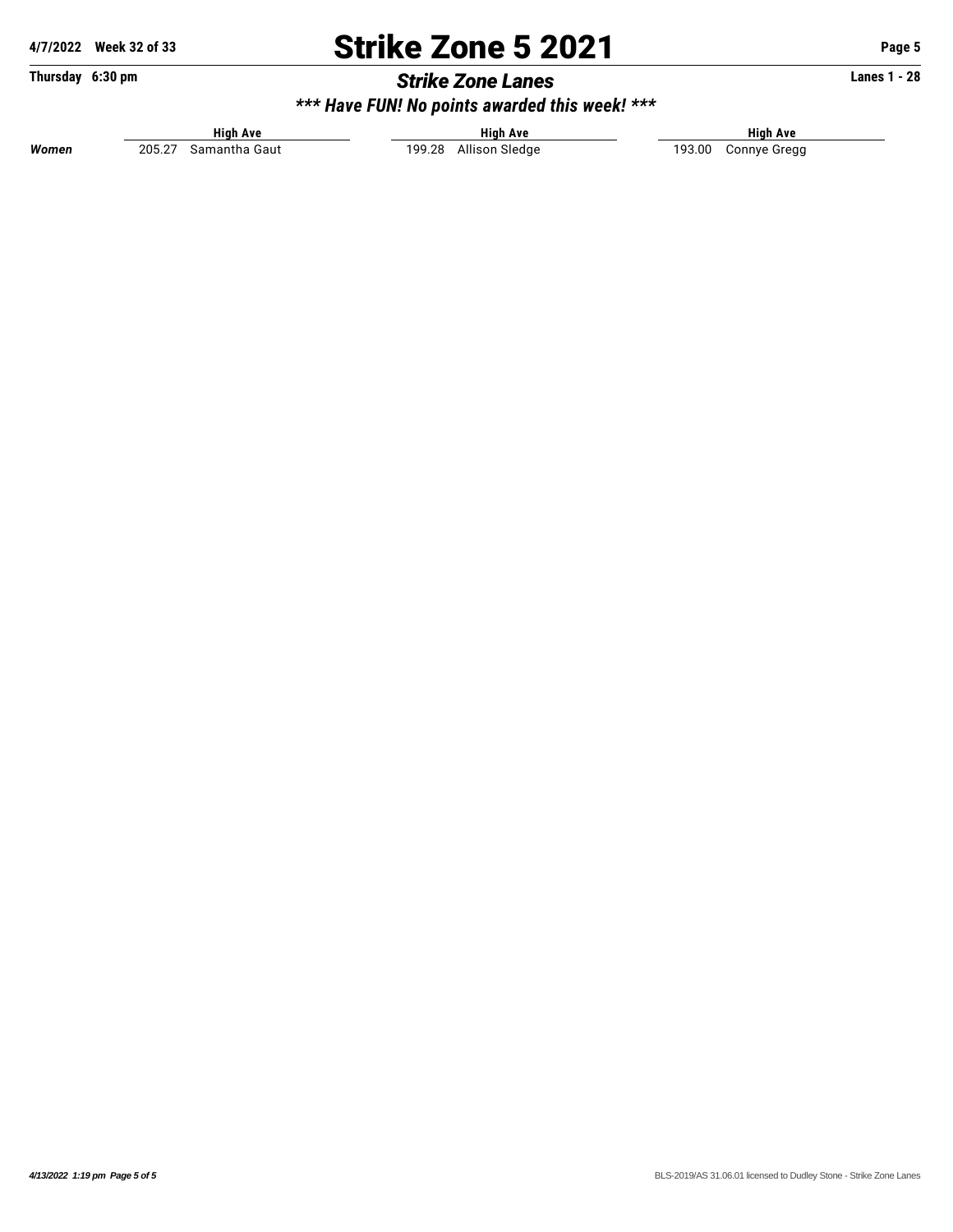# Strike Zone 5 2021

4/7/2022 Week 32 of 33

Thursday 6:30 pm

## *Strike Zone Lanes*

Lanes 1 - 28

### *\*\*\* Have FUN! No points awarded this week! \*\*\**

| | High Ave | | High Ave | | High Ave | |
|---|---|---|---|---|---|---|
| ***Women*** | 205.27 | Samantha Gaut | 199.28 | Allison Sledge | 193.00 | Connye Gregg |

*4/13/2022 1:19 pm*

BLS-2019/AS 31.06.01 licensed to Dudley Stone - Strike Zone Lanes